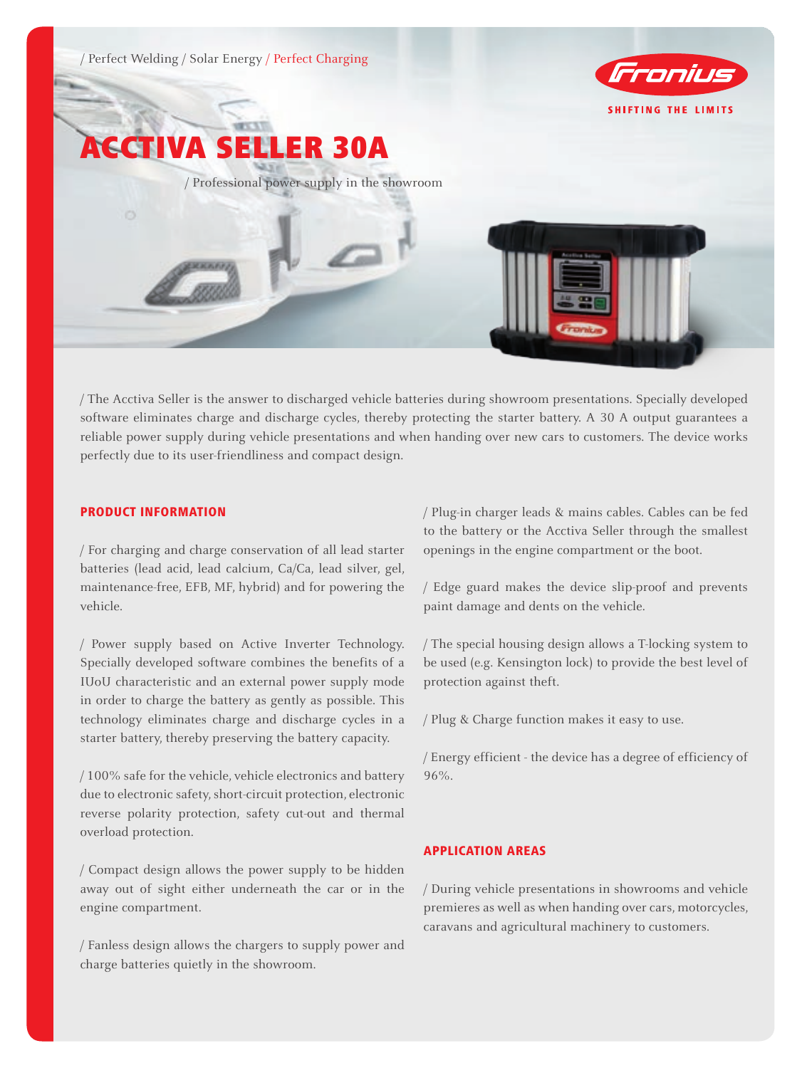/ Perfect Welding / Solar Energy / Perfect Charging

SHIFTING THE LIMITS

# ACCTIVA SELLER 30A

/ Professional power supply in the showroom

/ The Acctiva Seller is the answer to discharged vehicle batteries during showroom presentations. Specially developed software eliminates charge and discharge cycles, thereby protecting the starter battery. A 30 A output guarantees a reliable power supply during vehicle presentations and when handing over new cars to customers. The device works perfectly due to its user-friendliness and compact design.

## PRODUCT INFORMATION

/ For charging and charge conservation of all lead starter batteries (lead acid, lead calcium, Ca/Ca, lead silver, gel, maintenance-free, EFB, MF, hybrid) and for powering the vehicle.

/ Power supply based on Active Inverter Technology. Specially developed software combines the benefits of a IUoU characteristic and an external power supply mode in order to charge the battery as gently as possible. This technology eliminates charge and discharge cycles in a starter battery, thereby preserving the battery capacity.

/ 100% safe for the vehicle, vehicle electronics and battery due to electronic safety, short-circuit protection, electronic reverse polarity protection, safety cut-out and thermal overload protection.

/ Compact design allows the power supply to be hidden away out of sight either underneath the car or in the engine compartment.

/ Fanless design allows the chargers to supply power and charge batteries quietly in the showroom.

/ Plug-in charger leads & mains cables. Cables can be fed to the battery or the Acctiva Seller through the smallest openings in the engine compartment or the boot.

/ Edge guard makes the device slip-proof and prevents paint damage and dents on the vehicle.

/ The special housing design allows a T-locking system to be used (e.g. Kensington lock) to provide the best level of protection against theft.

/ Plug & Charge function makes it easy to use.

/ Energy efficient - the device has a degree of efficiency of 96%.

## APPLICATION AREAS

/ During vehicle presentations in showrooms and vehicle premieres as well as when handing over cars, motorcycles, caravans and agricultural machinery to customers.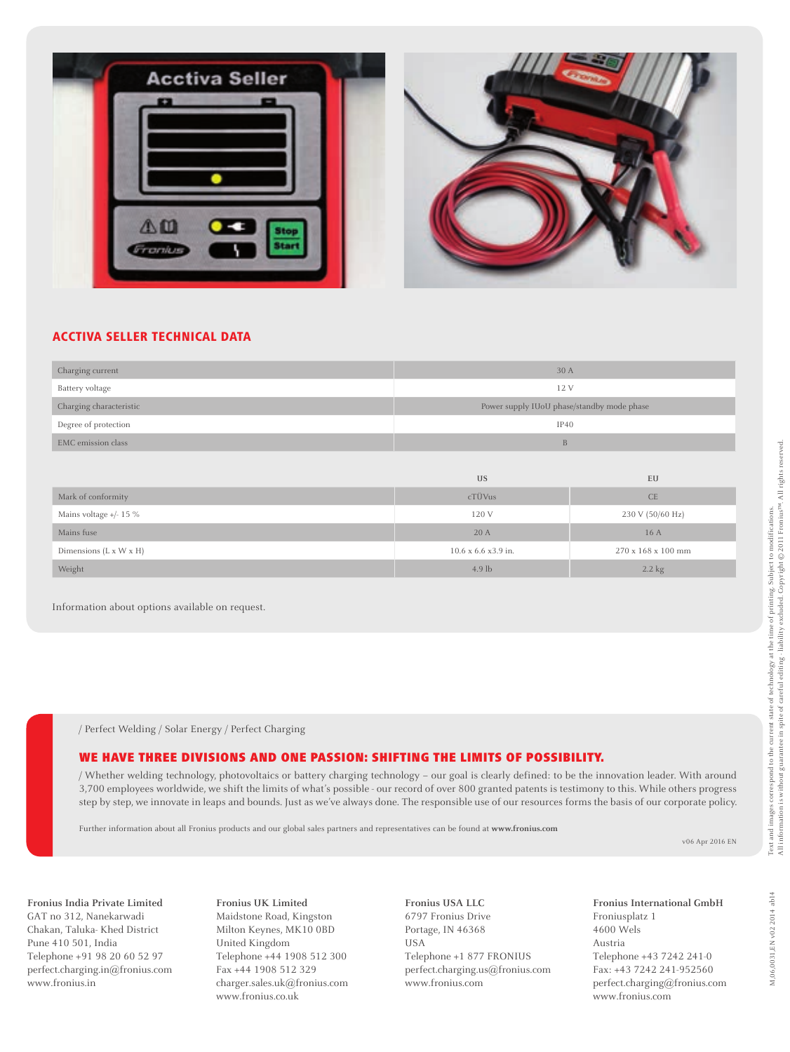## ACCTIVA SELLER TECHNICAL DATA

| | |
|---|---|
| Charging current | 30 A |
| Battery voltage | 12 V |
| Charging characteristic | Power supply IUoU phase/standby mode phase |
| Degree of protection | IP40 |
| EMC emission class | B |

| | US | EU |
|---|---|---|
| Mark of conformity | cTÜVus | CE |
| Mains voltage +/- 15 % | 120 V | 230 V (50/60 Hz) |
| Mains fuse | 20 A | 16 A |
| Dimensions (L x W x H) | 10.6 x 6.6 x3.9 in. | 270 x 168 x 100 mm |
| Weight | 4.9 lb | 2.2 kg |

Information about options available on request.

/ Perfect Welding / Solar Energy / Perfect Charging

## WE HAVE THREE DIVISIONS AND ONE PASSION: SHIFTING THE LIMITS OF POSSIBILITY.

/ Whether welding technology, photovoltaics or battery charging technology – our goal is clearly defined: to be the innovation leader. With around 3,700 employees worldwide, we shift the limits of what's possible - our record of over 800 granted patents is testimony to this. While others progress step by step, we innovate in leaps and bounds. Just as we've always done. The responsible use of our resources forms the basis of our corporate policy.

Further information about all Fronius products and our global sales partners and representatives can be found at **www.fronius.com**

v06 Apr 2016 EN

Text and images correspond to the current state of technology at the time of printing. Subject to modifications. All information is without guarantee in spite of careful editing - liability excluded. Copyright © 2011 Fronius™. All rights reserved.

**Fronius India Private Limited**
GAT no 312, Nanekarwadi
Chakan, Taluka- Khed District
Pune 410 501, India
Telephone +91 98 20 60 52 97
perfect.charging.in@fronius.com
www.fronius.in

**Fronius UK Limited**
Maidstone Road, Kingston
Milton Keynes, MK10 0BD
United Kingdom
Telephone +44 1908 512 300
Fax +44 1908 512 329
charger.sales.uk@fronius.com
www.fronius.co.uk

**Fronius USA LLC**
6797 Fronius Drive
Portage, IN 46368
USA
Telephone +1 877 FRONIUS
perfect.charging.us@fronius.com
www.fronius.com

**Fronius International GmbH**
Froniusplatz 1
4600 Wels
Austria
Telephone +43 7242 241-0
Fax: +43 7242 241-952560
perfect.charging@fronius.com
www.fronius.com

M,06,0031,EN v02 2014 ab14